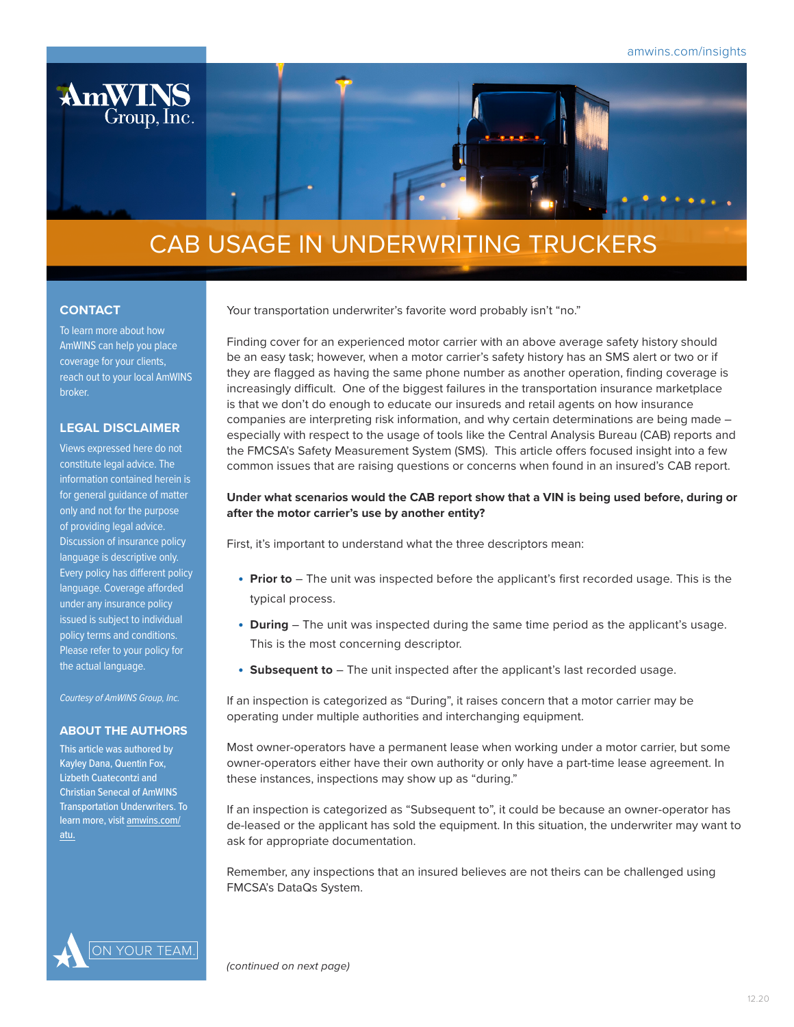# CAB USAGE IN UNDERWRITING TRUCKERS

Your transportation underwriter's favorite word probably isn't "no."

Finding cover for an experienced motor carrier with an above average safety history should be an easy task; however, when a motor carrier's safety history has an SMS alert or two or if they are flagged as having the same phone number as another operation, finding coverage is increasingly difficult. One of the biggest failures in the transportation insurance marketplace is that we don't do enough to educate our insureds and retail agents on how insurance companies are interpreting risk information, and why certain determinations are being made – especially with respect to the usage of tools like the Central Analysis Bureau (CAB) reports and the FMCSA's Safety Measurement System (SMS). This article offers focused insight into a few common issues that are raising questions or concerns when found in an insured's CAB report.

**Under what scenarios would the CAB report show that a VIN is being used before, during or after the motor carrier's use by another entity?**

First, it's important to understand what the three descriptors mean:

- **Prior to** – The unit was inspected before the applicant's first recorded usage. This is the typical process.
- **During** – The unit was inspected during the same time period as the applicant's usage. This is the most concerning descriptor.
- **Subsequent to** – The unit inspected after the applicant's last recorded usage.

If an inspection is categorized as "During", it raises concern that a motor carrier may be operating under multiple authorities and interchanging equipment.

Most owner-operators have a permanent lease when working under a motor carrier, but some owner-operators either have their own authority or only have a part-time lease agreement. In these instances, inspections may show up as "during."

If an inspection is categorized as "Subsequent to", it could be because an owner-operator has de-leased or the applicant has sold the equipment. In this situation, the underwriter may want to ask for appropriate documentation.

Remember, any inspections that an insured believes are not theirs can be challenged using FMCSA's DataQs System.

*(continued on next page)*

## CONTACT

To learn more about how AmWINS can help you place coverage for your clients, reach out to your local AmWINS broker.

## LEGAL DISCLAIMER

Views expressed here do not constitute legal advice. The information contained herein is for general guidance of matter only and not for the purpose of providing legal advice. Discussion of insurance policy language is descriptive only. Every policy has different policy language. Coverage afforded under any insurance policy issued is subject to individual policy terms and conditions. Please refer to your policy for the actual language.

*Courtesy of AmWINS Group, Inc.*

## ABOUT THE AUTHORS

This article was authored by Kayley Dana, Quentin Fox, Lizbeth Cuatecontzi and Christian Senecal of AmWINS Transportation Underwriters. To learn more, visit amwins.com/atu.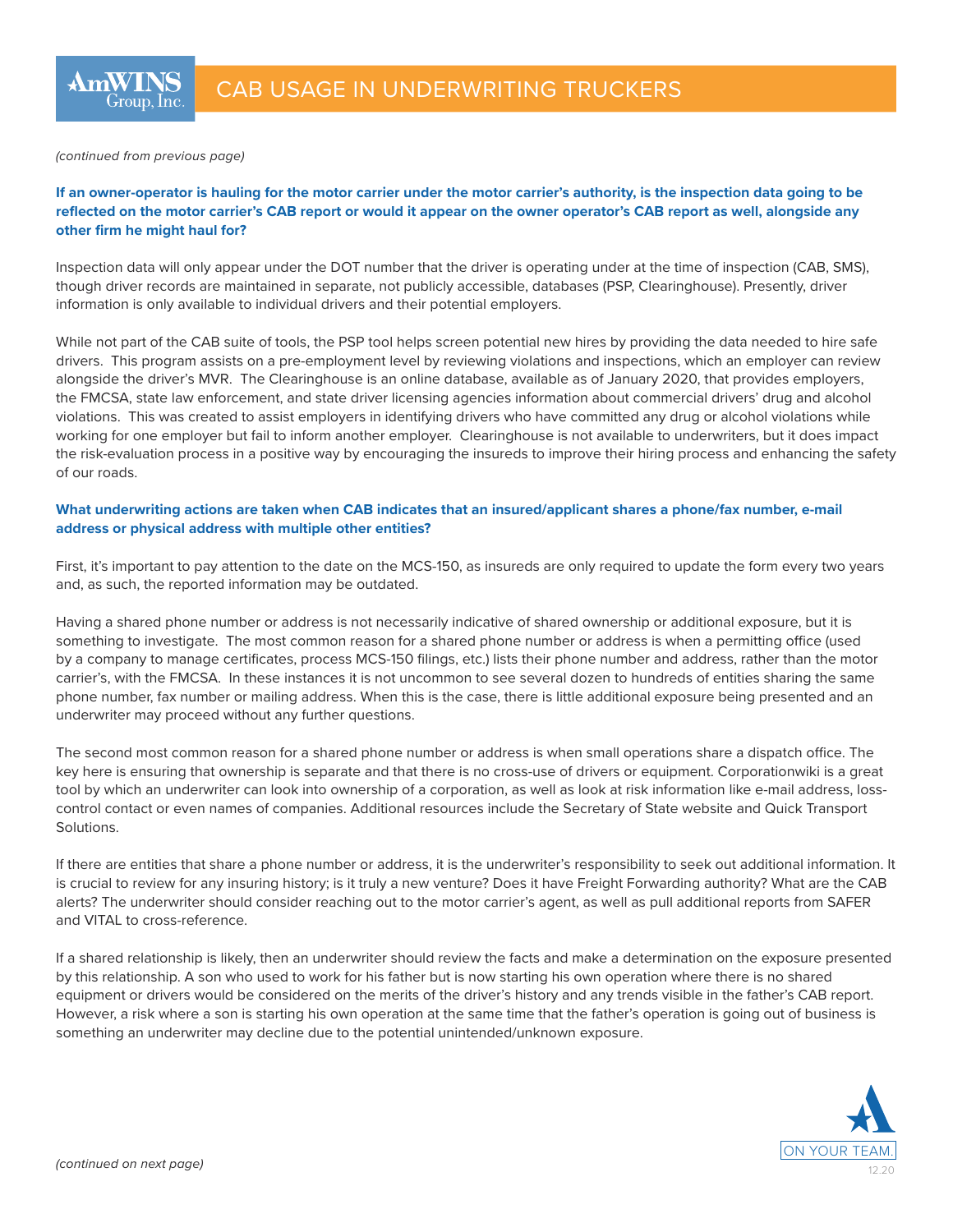*(continued from previous page)*

**If an owner-operator is hauling for the motor carrier under the motor carrier's authority, is the inspection data going to be reflected on the motor carrier's CAB report or would it appear on the owner operator's CAB report as well, alongside any other firm he might haul for?**

Inspection data will only appear under the DOT number that the driver is operating under at the time of inspection (CAB, SMS), though driver records are maintained in separate, not publicly accessible, databases (PSP, Clearinghouse). Presently, driver information is only available to individual drivers and their potential employers.

While not part of the CAB suite of tools, the PSP tool helps screen potential new hires by providing the data needed to hire safe drivers. This program assists on a pre-employment level by reviewing violations and inspections, which an employer can review alongside the driver's MVR. The Clearinghouse is an online database, available as of January 2020, that provides employers, the FMCSA, state law enforcement, and state driver licensing agencies information about commercial drivers' drug and alcohol violations. This was created to assist employers in identifying drivers who have committed any drug or alcohol violations while working for one employer but fail to inform another employer. Clearinghouse is not available to underwriters, but it does impact the risk-evaluation process in a positive way by encouraging the insureds to improve their hiring process and enhancing the safety of our roads.

**What underwriting actions are taken when CAB indicates that an insured/applicant shares a phone/fax number, e-mail address or physical address with multiple other entities?**

First, it's important to pay attention to the date on the MCS-150, as insureds are only required to update the form every two years and, as such, the reported information may be outdated.

Having a shared phone number or address is not necessarily indicative of shared ownership or additional exposure, but it is something to investigate. The most common reason for a shared phone number or address is when a permitting office (used by a company to manage certificates, process MCS-150 filings, etc.) lists their phone number and address, rather than the motor carrier's, with the FMCSA. In these instances it is not uncommon to see several dozen to hundreds of entities sharing the same phone number, fax number or mailing address. When this is the case, there is little additional exposure being presented and an underwriter may proceed without any further questions.

The second most common reason for a shared phone number or address is when small operations share a dispatch office. The key here is ensuring that ownership is separate and that there is no cross-use of drivers or equipment. Corporationwiki is a great tool by which an underwriter can look into ownership of a corporation, as well as look at risk information like e-mail address, loss-control contact or even names of companies. Additional resources include the Secretary of State website and Quick Transport Solutions.

If there are entities that share a phone number or address, it is the underwriter's responsibility to seek out additional information. It is crucial to review for any insuring history; is it truly a new venture? Does it have Freight Forwarding authority? What are the CAB alerts? The underwriter should consider reaching out to the motor carrier's agent, as well as pull additional reports from SAFER and VITAL to cross-reference.

If a shared relationship is likely, then an underwriter should review the facts and make a determination on the exposure presented by this relationship. A son who used to work for his father but is now starting his own operation where there is no shared equipment or drivers would be considered on the merits of the driver's history and any trends visible in the father's CAB report. However, a risk where a son is starting his own operation at the same time that the father's operation is going out of business is something an underwriter may decline due to the potential unintended/unknown exposure.

*(continued on next page)*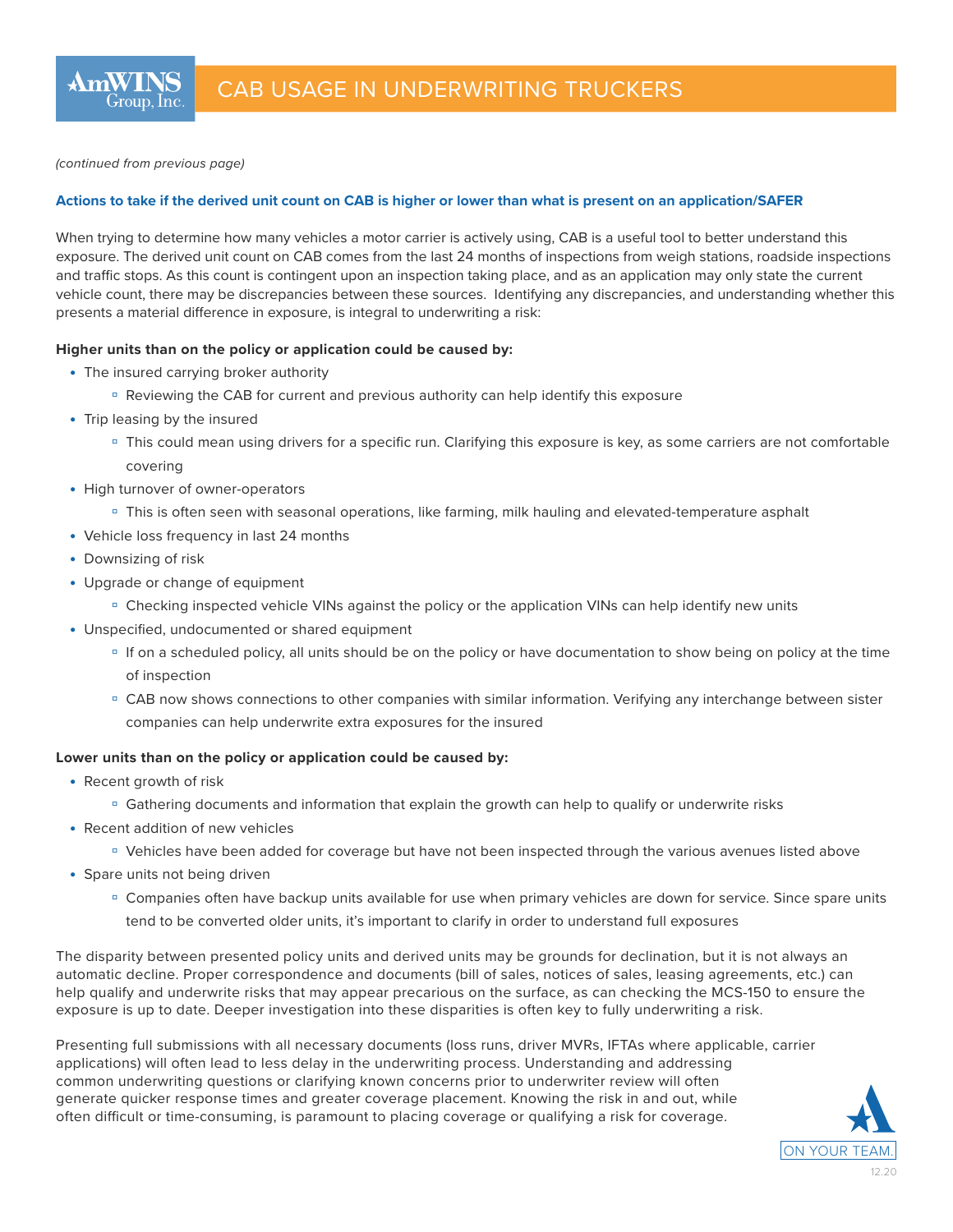*(continued from previous page)*

### Actions to take if the derived unit count on CAB is higher or lower than what is present on an application/SAFER

When trying to determine how many vehicles a motor carrier is actively using, CAB is a useful tool to better understand this exposure. The derived unit count on CAB comes from the last 24 months of inspections from weigh stations, roadside inspections and traffic stops. As this count is contingent upon an inspection taking place, and as an application may only state the current vehicle count, there may be discrepancies between these sources. Identifying any discrepancies, and understanding whether this presents a material difference in exposure, is integral to underwriting a risk:

**Higher units than on the policy or application could be caused by:**

- The insured carrying broker authority
  - Reviewing the CAB for current and previous authority can help identify this exposure
- Trip leasing by the insured
  - This could mean using drivers for a specific run. Clarifying this exposure is key, as some carriers are not comfortable covering
- High turnover of owner-operators
  - This is often seen with seasonal operations, like farming, milk hauling and elevated-temperature asphalt
- Vehicle loss frequency in last 24 months
- Downsizing of risk
- Upgrade or change of equipment
  - Checking inspected vehicle VINs against the policy or the application VINs can help identify new units
- Unspecified, undocumented or shared equipment
  - If on a scheduled policy, all units should be on the policy or have documentation to show being on policy at the time of inspection
  - CAB now shows connections to other companies with similar information. Verifying any interchange between sister companies can help underwrite extra exposures for the insured

**Lower units than on the policy or application could be caused by:**

- Recent growth of risk
  - Gathering documents and information that explain the growth can help to qualify or underwrite risks
- Recent addition of new vehicles
  - Vehicles have been added for coverage but have not been inspected through the various avenues listed above
- Spare units not being driven
  - Companies often have backup units available for use when primary vehicles are down for service. Since spare units tend to be converted older units, it's important to clarify in order to understand full exposures

The disparity between presented policy units and derived units may be grounds for declination, but it is not always an automatic decline. Proper correspondence and documents (bill of sales, notices of sales, leasing agreements, etc.) can help qualify and underwrite risks that may appear precarious on the surface, as can checking the MCS-150 to ensure the exposure is up to date. Deeper investigation into these disparities is often key to fully underwriting a risk.

Presenting full submissions with all necessary documents (loss runs, driver MVRs, IFTAs where applicable, carrier applications) will often lead to less delay in the underwriting process. Understanding and addressing common underwriting questions or clarifying known concerns prior to underwriter review will often generate quicker response times and greater coverage placement. Knowing the risk in and out, while often difficult or time-consuming, is paramount to placing coverage or qualifying a risk for coverage.

ON YOUR TEAM.

12.20